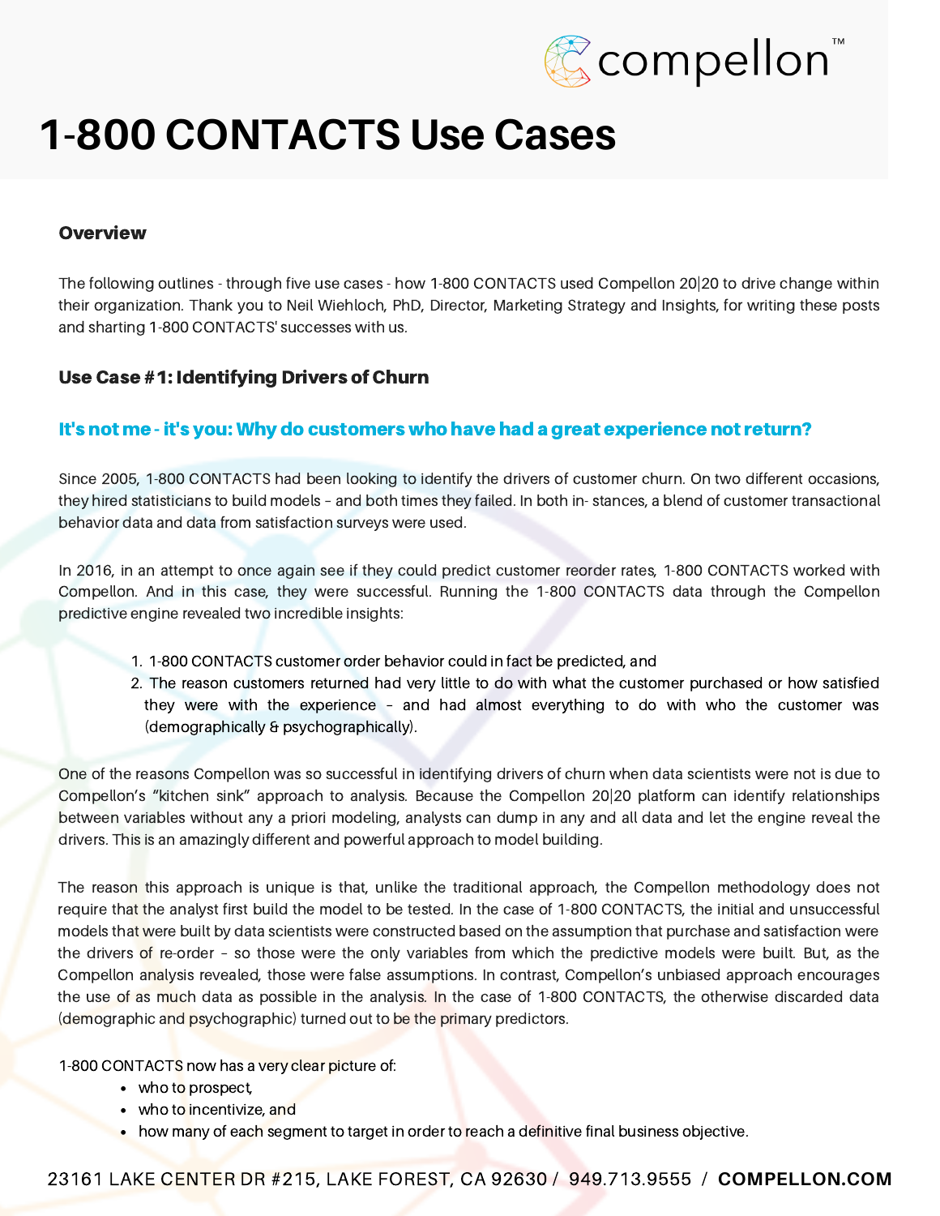# 1-800 CONTACTS Use Cases

### Overview

The following outlines - through five use cases - how 1-800 CONTACTS used Compellon 20|20 to drive change within their organization. Thank you to Neil Wiehloch, PhD, Director, Marketing Strategy and Insights, for writing these posts and sharting 1-800 CONTACTS' successes with us.

### Use Case #1: Identifying Drivers of Churn

#### It's not me - it's you: Why do customers who have had a great experience not return?

Since 2005, 1-800 CONTACTS had been looking to identify the drivers of customer churn. On two different occasions, they hired statisticians to build models – and both times they failed. In both in- stances, a blend of customer transactional behavior data and data from satisfaction surveys were used.

In 2016, in an attempt to once again see if they could predict customer reorder rates, 1-800 CONTACTS worked with Compellon. And in this case, they were successful. Running the 1-800 CONTACTS data through the Compellon predictive engine revealed two incredible insights:

1. 1-800 CONTACTS customer order behavior could in fact be predicted, and
2. The reason customers returned had very little to do with what the customer purchased or how satisfied they were with the experience – and had almost everything to do with who the customer was (demographically & psychographically).

One of the reasons Compellon was so successful in identifying drivers of churn when data scientists were not is due to Compellon's "kitchen sink" approach to analysis. Because the Compellon 20|20 platform can identify relationships between variables without any a priori modeling, analysts can dump in any and all data and let the engine reveal the drivers. This is an amazingly different and powerful approach to model building.

The reason this approach is unique is that, unlike the traditional approach, the Compellon methodology does not require that the analyst first build the model to be tested. In the case of 1-800 CONTACTS, the initial and unsuccessful models that were built by data scientists were constructed based on the assumption that purchase and satisfaction were the drivers of re-order – so those were the only variables from which the predictive models were built. But, as the Compellon analysis revealed, those were false assumptions. In contrast, Compellon's unbiased approach encourages the use of as much data as possible in the analysis. In the case of 1-800 CONTACTS, the otherwise discarded data (demographic and psychographic) turned out to be the primary predictors.

1-800 CONTACTS now has a very clear picture of:

- who to prospect,
- who to incentivize, and
- how many of each segment to target in order to reach a definitive final business objective.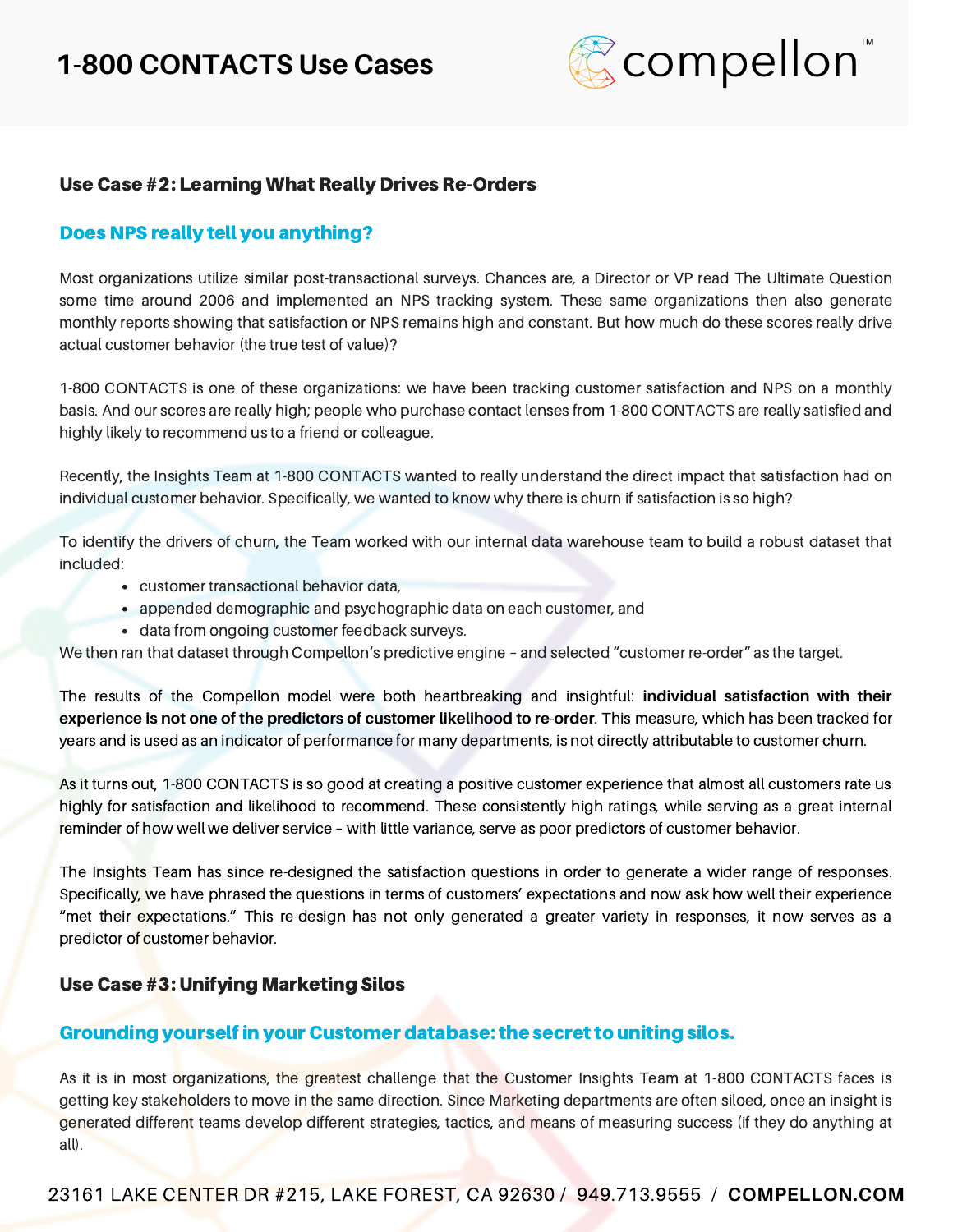### Use Case #2: Learning What Really Drives Re-Orders

## Does NPS really tell you anything?

Most organizations utilize similar post-transactional surveys. Chances are, a Director or VP read The Ultimate Question some time around 2006 and implemented an NPS tracking system. These same organizations then also generate monthly reports showing that satisfaction or NPS remains high and constant. But how much do these scores really drive actual customer behavior (the true test of value)?

1-800 CONTACTS is one of these organizations: we have been tracking customer satisfaction and NPS on a monthly basis. And our scores are really high; people who purchase contact lenses from 1-800 CONTACTS are really satisfied and highly likely to recommend us to a friend or colleague.

Recently, the Insights Team at 1-800 CONTACTS wanted to really understand the direct impact that satisfaction had on individual customer behavior. Specifically, we wanted to know why there is churn if satisfaction is so high?

To identify the drivers of churn, the Team worked with our internal data warehouse team to build a robust dataset that included:

- customer transactional behavior data,
- appended demographic and psychographic data on each customer, and
- data from ongoing customer feedback surveys.

We then ran that dataset through Compellon's predictive engine – and selected "customer re-order" as the target.

The results of the Compellon model were both heartbreaking and insightful: **individual satisfaction with their experience is not one of the predictors of customer likelihood to re-order**. This measure, which has been tracked for years and is used as an indicator of performance for many departments, is not directly attributable to customer churn.

As it turns out, 1-800 CONTACTS is so good at creating a positive customer experience that almost all customers rate us highly for satisfaction and likelihood to recommend. These consistently high ratings, while serving as a great internal reminder of how well we deliver service – with little variance, serve as poor predictors of customer behavior.

The Insights Team has since re-designed the satisfaction questions in order to generate a wider range of responses. Specifically, we have phrased the questions in terms of customers' expectations and now ask how well their experience "met their expectations." This re-design has not only generated a greater variety in responses, it now serves as a predictor of customer behavior.

### Use Case #3: Unifying Marketing Silos

## Grounding yourself in your Customer database: the secret to uniting silos.

As it is in most organizations, the greatest challenge that the Customer Insights Team at 1-800 CONTACTS faces is getting key stakeholders to move in the same direction. Since Marketing departments are often siloed, once an insight is generated different teams develop different strategies, tactics, and means of measuring success (if they do anything at all).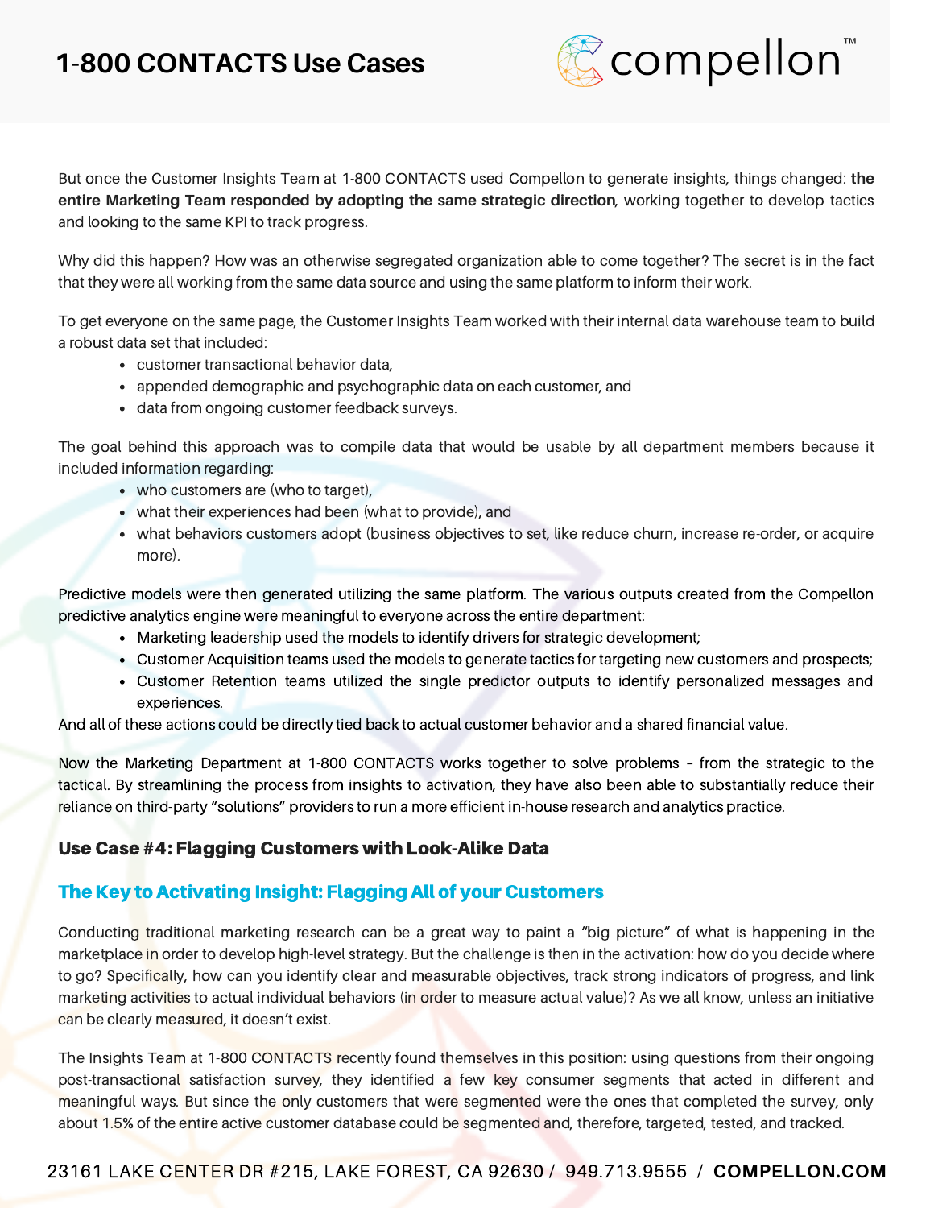But once the Customer Insights Team at 1-800 CONTACTS used Compellon to generate insights, things changed: **the entire Marketing Team responded by adopting the same strategic direction**, working together to develop tactics and looking to the same KPI to track progress.

Why did this happen? How was an otherwise segregated organization able to come together? The secret is in the fact that they were all working from the same data source and using the same platform to inform their work.

To get everyone on the same page, the Customer Insights Team worked with their internal data warehouse team to build a robust data set that included:

- customer transactional behavior data,
- appended demographic and psychographic data on each customer, and
- data from ongoing customer feedback surveys.

The goal behind this approach was to compile data that would be usable by all department members because it included information regarding:

- who customers are (who to target),
- what their experiences had been (what to provide), and
- what behaviors customers adopt (business objectives to set, like reduce churn, increase re-order, or acquire more).

Predictive models were then generated utilizing the same platform. The various outputs created from the Compellon predictive analytics engine were meaningful to everyone across the entire department:

- Marketing leadership used the models to identify drivers for strategic development;
- Customer Acquisition teams used the models to generate tactics for targeting new customers and prospects;
- Customer Retention teams utilized the single predictor outputs to identify personalized messages and experiences.

And all of these actions could be directly tied back to actual customer behavior and a shared financial value.

Now the Marketing Department at 1-800 CONTACTS works together to solve problems – from the strategic to the tactical. By streamlining the process from insights to activation, they have also been able to substantially reduce their reliance on third-party "solutions" providers to run a more efficient in-house research and analytics practice.

### Use Case #4: Flagging Customers with Look-Alike Data

### The Key to Activating Insight: Flagging All of your Customers

Conducting traditional marketing research can be a great way to paint a "big picture" of what is happening in the marketplace in order to develop high-level strategy. But the challenge is then in the activation: how do you decide where to go? Specifically, how can you identify clear and measurable objectives, track strong indicators of progress, and link marketing activities to actual individual behaviors (in order to measure actual value)? As we all know, unless an initiative can be clearly measured, it doesn't exist.

The Insights Team at 1-800 CONTACTS recently found themselves in this position: using questions from their ongoing post-transactional satisfaction survey, they identified a few key consumer segments that acted in different and meaningful ways. But since the only customers that were segmented were the ones that completed the survey, only about 1.5% of the entire active customer database could be segmented and, therefore, targeted, tested, and tracked.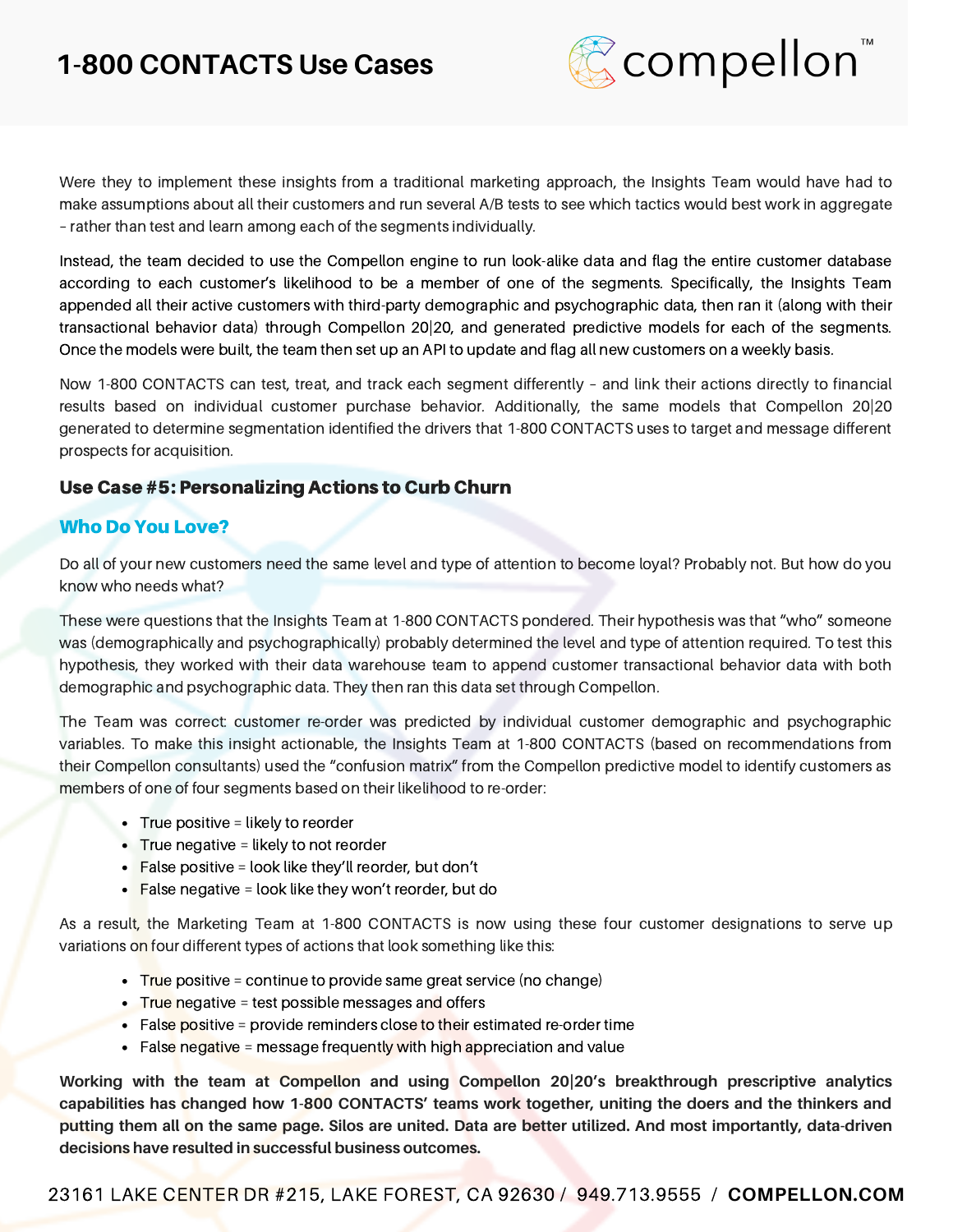Were they to implement these insights from a traditional marketing approach, the Insights Team would have had to make assumptions about all their customers and run several A/B tests to see which tactics would best work in aggregate – rather than test and learn among each of the segments individually.

Instead, the team decided to use the Compellon engine to run look-alike data and flag the entire customer database according to each customer's likelihood to be a member of one of the segments. Specifically, the Insights Team appended all their active customers with third-party demographic and psychographic data, then ran it (along with their transactional behavior data) through Compellon 20|20, and generated predictive models for each of the segments. Once the models were built, the team then set up an API to update and flag all new customers on a weekly basis.

Now 1-800 CONTACTS can test, treat, and track each segment differently – and link their actions directly to financial results based on individual customer purchase behavior. Additionally, the same models that Compellon 20|20 generated to determine segmentation identified the drivers that 1-800 CONTACTS uses to target and message different prospects for acquisition.

### Use Case #5: Personalizing Actions to Curb Churn

#### Who Do You Love?

Do all of your new customers need the same level and type of attention to become loyal? Probably not. But how do you know who needs what?

These were questions that the Insights Team at 1-800 CONTACTS pondered. Their hypothesis was that "who" someone was (demographically and psychographically) probably determined the level and type of attention required. To test this hypothesis, they worked with their data warehouse team to append customer transactional behavior data with both demographic and psychographic data. They then ran this data set through Compellon.

The Team was correct: customer re-order was predicted by individual customer demographic and psychographic variables. To make this insight actionable, the Insights Team at 1-800 CONTACTS (based on recommendations from their Compellon consultants) used the "confusion matrix" from the Compellon predictive model to identify customers as members of one of four segments based on their likelihood to re-order:

- True positive = likely to reorder
- True negative = likely to not reorder
- False positive = look like they'll reorder, but don't
- False negative = look like they won't reorder, but do

As a result, the Marketing Team at 1-800 CONTACTS is now using these four customer designations to serve up variations on four different types of actions that look something like this:

- True positive = continue to provide same great service (no change)
- True negative = test possible messages and offers
- False positive = provide reminders close to their estimated re-order time
- False negative = message frequently with high appreciation and value

**Working with the team at Compellon and using Compellon 20|20's breakthrough prescriptive analytics capabilities has changed how 1-800 CONTACTS' teams work together, uniting the doers and the thinkers and putting them all on the same page. Silos are united. Data are better utilized. And most importantly, data-driven decisions have resulted in successful business outcomes.**

23161 LAKE CENTER DR #215, LAKE FOREST, CA 92630 / 949.713.9555 / **COMPELLON.COM**